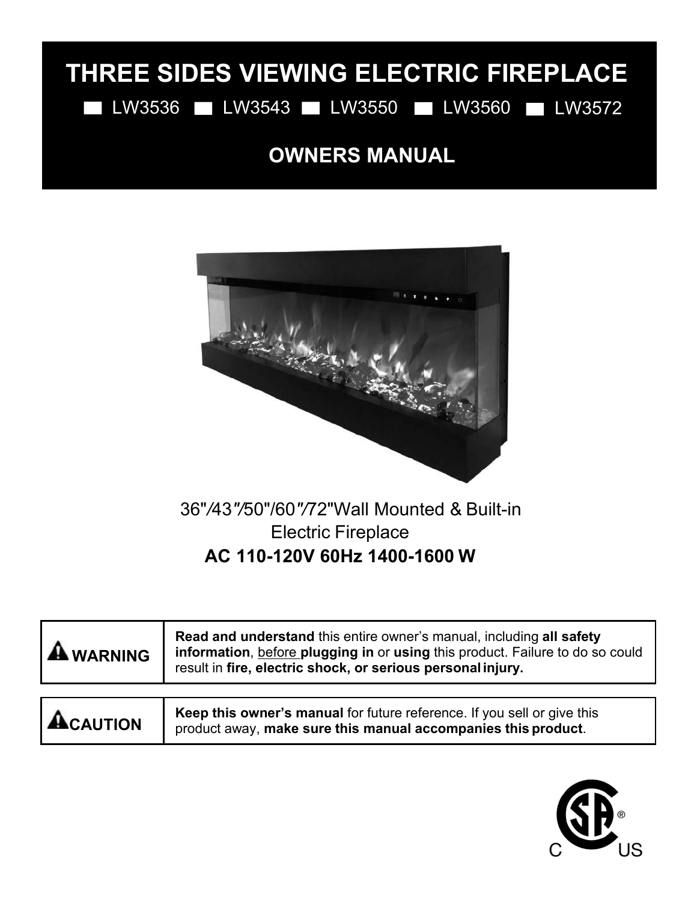# THREE SIDES VIEWING ELECTRIC FIREPLACE

■ LW3536 ■ LW3543 ■ LW3550 ■ LW3560 ■ LW3572

## OWNERS MANUAL

36"/43"/50"/60"/72"Wall Mounted & Built-in Electric Fireplace

**AC 110-120V 60Hz 1400-1600 W**

| | |
|---|---|
| **⚠ WARNING** | **Read and understand** this entire owner's manual, including **all safety information**, before **plugging in** or **using** this product. Failure to do so could result in **fire, electric shock, or serious personal injury.** |

| | |
|---|---|
| **⚠ CAUTION** | **Keep this owner's manual** for future reference. If you sell or give this product away, **make sure this manual accompanies this product**. |

C US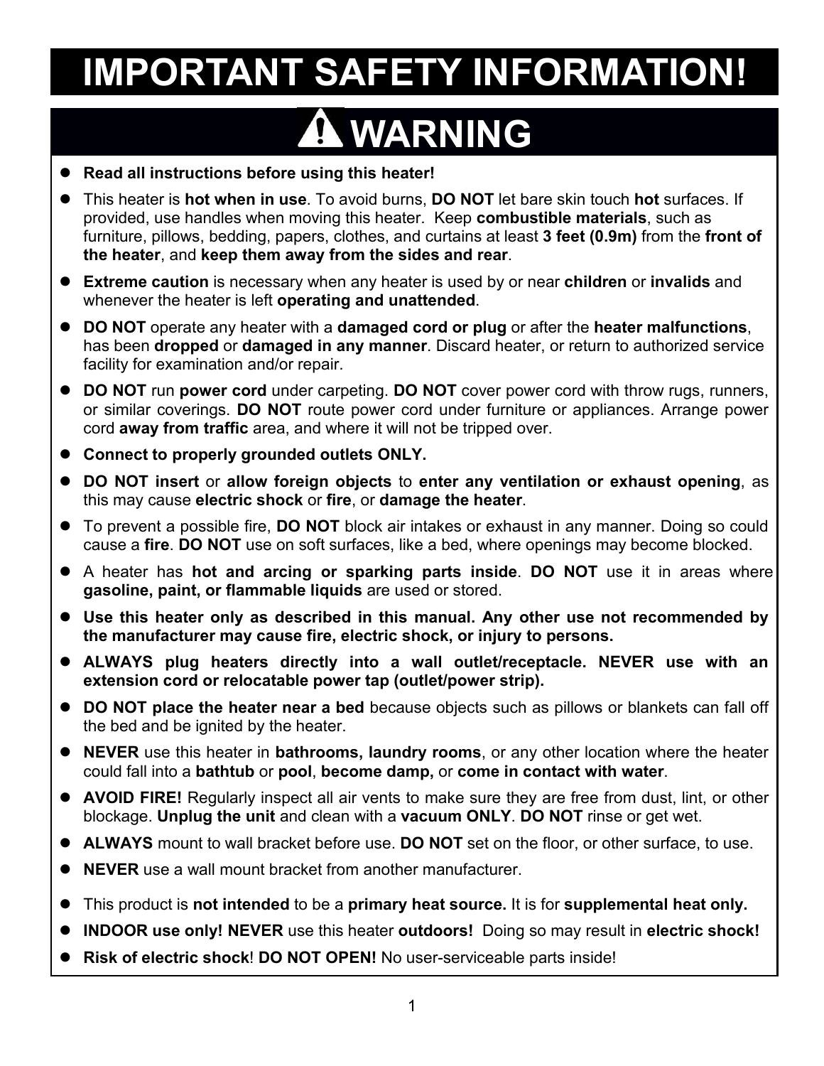# IMPORTANT SAFETY INFORMATION!

## ⚠ WARNING

- **Read all instructions before using this heater!**
- This heater is **hot when in use**. To avoid burns, **DO NOT** let bare skin touch **hot** surfaces. If provided, use handles when moving this heater. Keep **combustible materials**, such as furniture, pillows, bedding, papers, clothes, and curtains at least **3 feet (0.9m)** from the **front of the heater**, and **keep them away from the sides and rear**.
- **Extreme caution** is necessary when any heater is used by or near **children** or **invalids** and whenever the heater is left **operating and unattended**.
- **DO NOT** operate any heater with a **damaged cord or plug** or after the **heater malfunctions**, has been **dropped** or **damaged in any manner**. Discard heater, or return to authorized service facility for examination and/or repair.
- **DO NOT** run **power cord** under carpeting. **DO NOT** cover power cord with throw rugs, runners, or similar coverings. **DO NOT** route power cord under furniture or appliances. Arrange power cord **away from traffic** area, and where it will not be tripped over.
- **Connect to properly grounded outlets ONLY.**
- **DO NOT insert** or **allow foreign objects** to **enter any ventilation or exhaust opening**, as this may cause **electric shock** or **fire**, or **damage the heater**.
- To prevent a possible fire, **DO NOT** block air intakes or exhaust in any manner. Doing so could cause a **fire**. **DO NOT** use on soft surfaces, like a bed, where openings may become blocked.
- A heater has **hot and arcing or sparking parts inside**. **DO NOT** use it in areas where **gasoline, paint, or flammable liquids** are used or stored.
- **Use this heater only as described in this manual. Any other use not recommended by the manufacturer may cause fire, electric shock, or injury to persons.**
- **ALWAYS plug heaters directly into a wall outlet/receptacle. NEVER use with an extension cord or relocatable power tap (outlet/power strip).**
- **DO NOT place the heater near a bed** because objects such as pillows or blankets can fall off the bed and be ignited by the heater.
- **NEVER** use this heater in **bathrooms, laundry rooms**, or any other location where the heater could fall into a **bathtub** or **pool**, **become damp,** or **come in contact with water**.
- **AVOID FIRE!** Regularly inspect all air vents to make sure they are free from dust, lint, or other blockage. **Unplug the unit** and clean with a **vacuum ONLY**. **DO NOT** rinse or get wet.
- **ALWAYS** mount to wall bracket before use. **DO NOT** set on the floor, or other surface, to use.
- **NEVER** use a wall mount bracket from another manufacturer.
- This product is **not intended** to be a **primary heat source.** It is for **supplemental heat only.**
- **INDOOR use only! NEVER** use this heater **outdoors!** Doing so may result in **electric shock!**
- **Risk of electric shock**! **DO NOT OPEN!** No user-serviceable parts inside!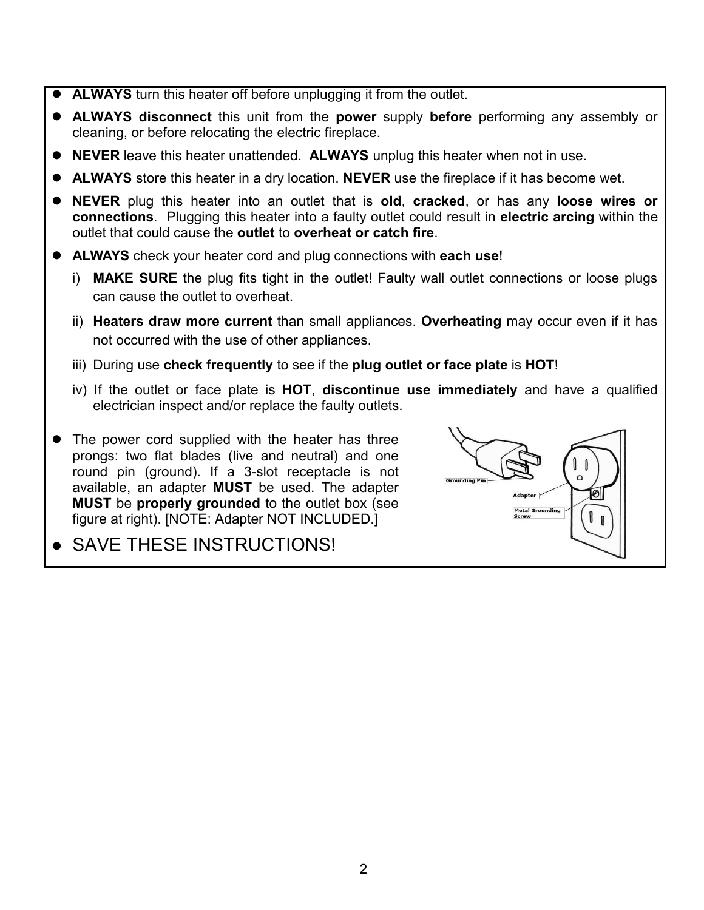- **ALWAYS** turn this heater off before unplugging it from the outlet.
- **ALWAYS disconnect** this unit from the **power** supply **before** performing any assembly or cleaning, or before relocating the electric fireplace.
- **NEVER** leave this heater unattended. **ALWAYS** unplug this heater when not in use.
- **ALWAYS** store this heater in a dry location. **NEVER** use the fireplace if it has become wet.
- **NEVER** plug this heater into an outlet that is **old**, **cracked**, or has any **loose wires or connections**. Plugging this heater into a faulty outlet could result in **electric arcing** within the outlet that could cause the **outlet** to **overheat or catch fire**.
- **ALWAYS** check your heater cord and plug connections with **each use**!
  - i) **MAKE SURE** the plug fits tight in the outlet! Faulty wall outlet connections or loose plugs can cause the outlet to overheat.
  - ii) **Heaters draw more current** than small appliances. **Overheating** may occur even if it has not occurred with the use of other appliances.
  - iii) During use **check frequently** to see if the **plug outlet or face plate** is **HOT**!
  - iv) If the outlet or face plate is **HOT**, **discontinue use immediately** and have a qualified electrician inspect and/or replace the faulty outlets.
- The power cord supplied with the heater has three prongs: two flat blades (live and neutral) and one round pin (ground). If a 3-slot receptacle is not available, an adapter **MUST** be used. The adapter **MUST** be **properly grounded** to the outlet box (see figure at right). [NOTE: Adapter NOT INCLUDED.]
- SAVE THESE INSTRUCTIONS!

Grounding Pin

Adapter

Metal Grounding Screw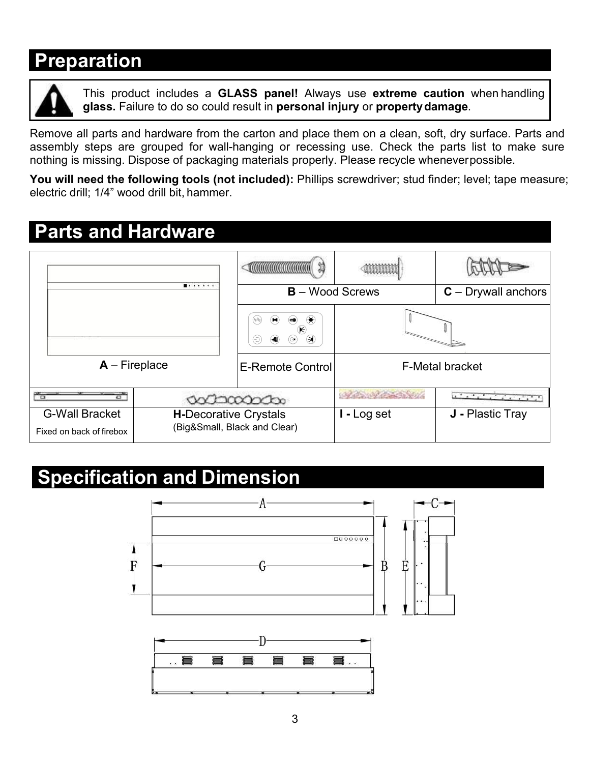## Preparation

This product includes a **GLASS panel!** Always use **extreme caution** when handling **glass.** Failure to do so could result in **personal injury** or **property damage**.

Remove all parts and hardware from the carton and place them on a clean, soft, dry surface. Parts and assembly steps are grouped for wall-hanging or recessing use. Check the parts list to make sure nothing is missing. Dispose of packaging materials properly. Please recycle whenever possible.

**You will need the following tools (not included):** Phillips screwdriver; stud finder; level; tape measure; electric drill; 1/4" wood drill bit, hammer.

## Parts and Hardware

| | | | |
|---|---|---|---|
| **A** – Fireplace | **B** – Wood Screws | | **C** – Drywall anchors |
| | E-Remote Control | F-Metal bracket | |
| G-Wall Bracket (Fixed on back of firebox) | **H-**Decorative Crystals (Big&Small, Black and Clear) | **I -** Log set | **J -** Plastic Tray |

## Specification and Dimension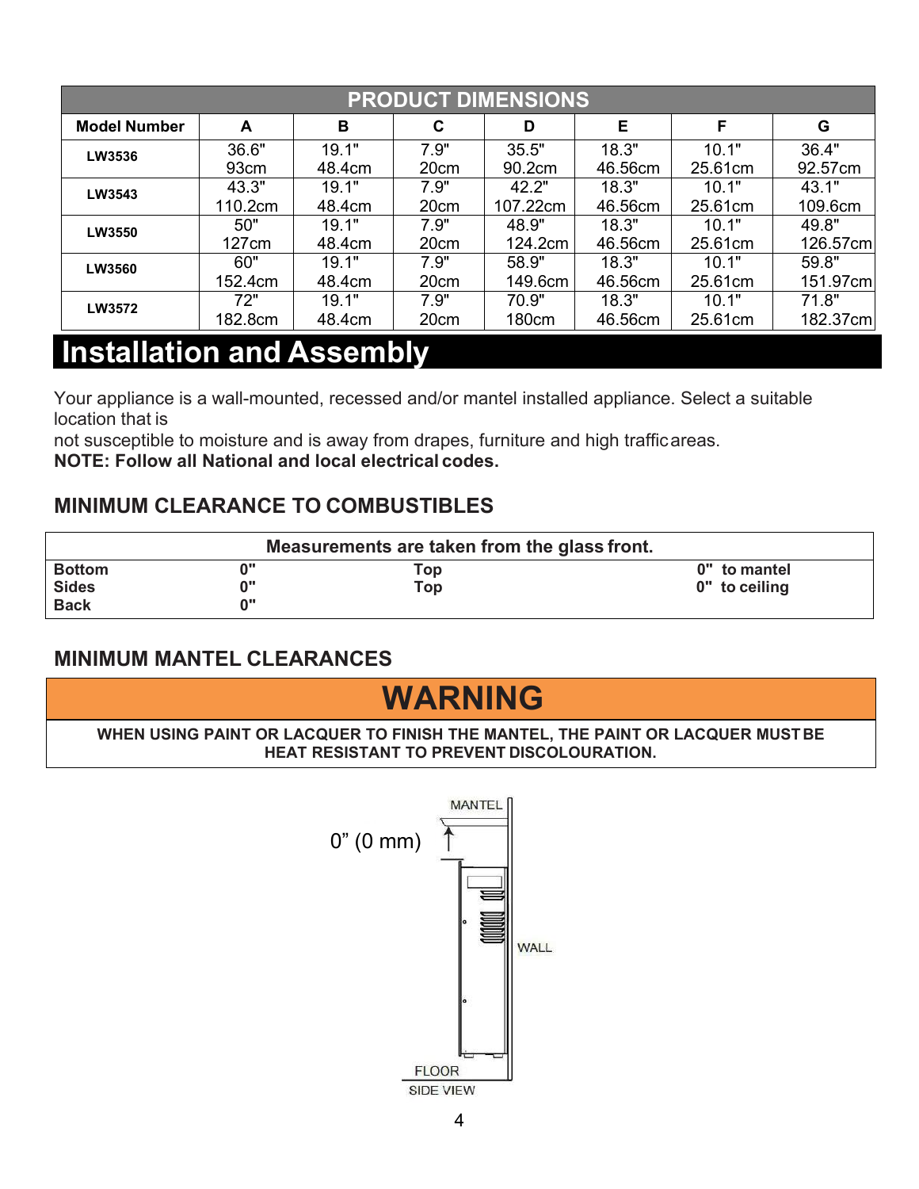| PRODUCT DIMENSIONS | | | | | | | |
|---|---|---|---|---|---|---|---|
| **Model Number** | **A** | **B** | **C** | **D** | **E** | **F** | **G** |
| **LW3536** | 36.6" 93cm | 19.1" 48.4cm | 7.9" 20cm | 35.5" 90.2cm | 18.3" 46.56cm | 10.1" 25.61cm | 36.4" 92.57cm |
| **LW3543** | 43.3" 110.2cm | 19.1" 48.4cm | 7.9" 20cm | 42.2" 107.22cm | 18.3" 46.56cm | 10.1" 25.61cm | 43.1" 109.6cm |
| **LW3550** | 50" 127cm | 19.1" 48.4cm | 7.9" 20cm | 48.9" 124.2cm | 18.3" 46.56cm | 10.1" 25.61cm | 49.8" 126.57cm |
| **LW3560** | 60" 152.4cm | 19.1" 48.4cm | 7.9" 20cm | 58.9" 149.6cm | 18.3" 46.56cm | 10.1" 25.61cm | 59.8" 151.97cm |
| **LW3572** | 72" 182.8cm | 19.1" 48.4cm | 7.9" 20cm | 70.9" 180cm | 18.3" 46.56cm | 10.1" 25.61cm | 71.8" 182.37cm |

# Installation and Assembly

Your appliance is a wall-mounted, recessed and/or mantel installed appliance. Select a suitable location that is
not susceptible to moisture and is away from drapes, furniture and high traffic areas.
**NOTE: Follow all National and local electrical codes.**

## MINIMUM CLEARANCE TO COMBUSTIBLES

| Measurements are taken from the glass front. | | | |
|---|---|---|---|
| **Bottom** | **0"** | **Top** | **0" to mantel** |
| **Sides** | **0"** | **Top** | **0" to ceiling** |
| **Back** | **0"** | | |

## MINIMUM MANTEL CLEARANCES

**WARNING**

**WHEN USING PAINT OR LACQUER TO FINISH THE MANTEL, THE PAINT OR LACQUER MUST BE HEAT RESISTANT TO PREVENT DISCOLOURATION.**

MANTEL

0" (0 mm)

WALL

FLOOR

SIDE VIEW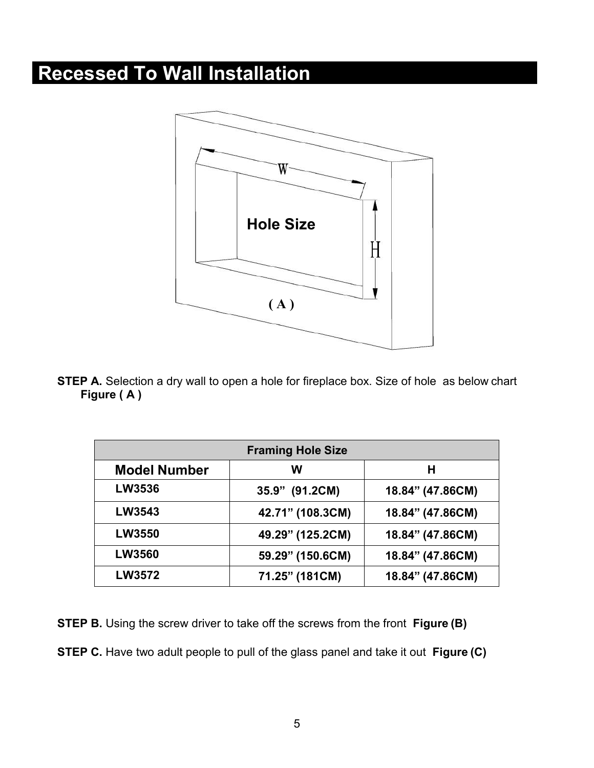# Recessed To Wall Installation

**STEP A.** Selection a dry wall to open a hole for fireplace box. Size of hole as below chart **Figure ( A )**

| Framing Hole Size | | |
|---|---|---|
| **Model Number** | **W** | **H** |
| **LW3536** | **35.9” (91.2CM)** | **18.84” (47.86CM)** |
| **LW3543** | **42.71” (108.3CM)** | **18.84” (47.86CM)** |
| **LW3550** | **49.29” (125.2CM)** | **18.84” (47.86CM)** |
| **LW3560** | **59.29” (150.6CM)** | **18.84” (47.86CM)** |
| **LW3572** | **71.25” (181CM)** | **18.84” (47.86CM)** |

**STEP B.** Using the screw driver to take off the screws from the front **Figure (B)**

**STEP C.** Have two adult people to pull of the glass panel and take it out **Figure (C)**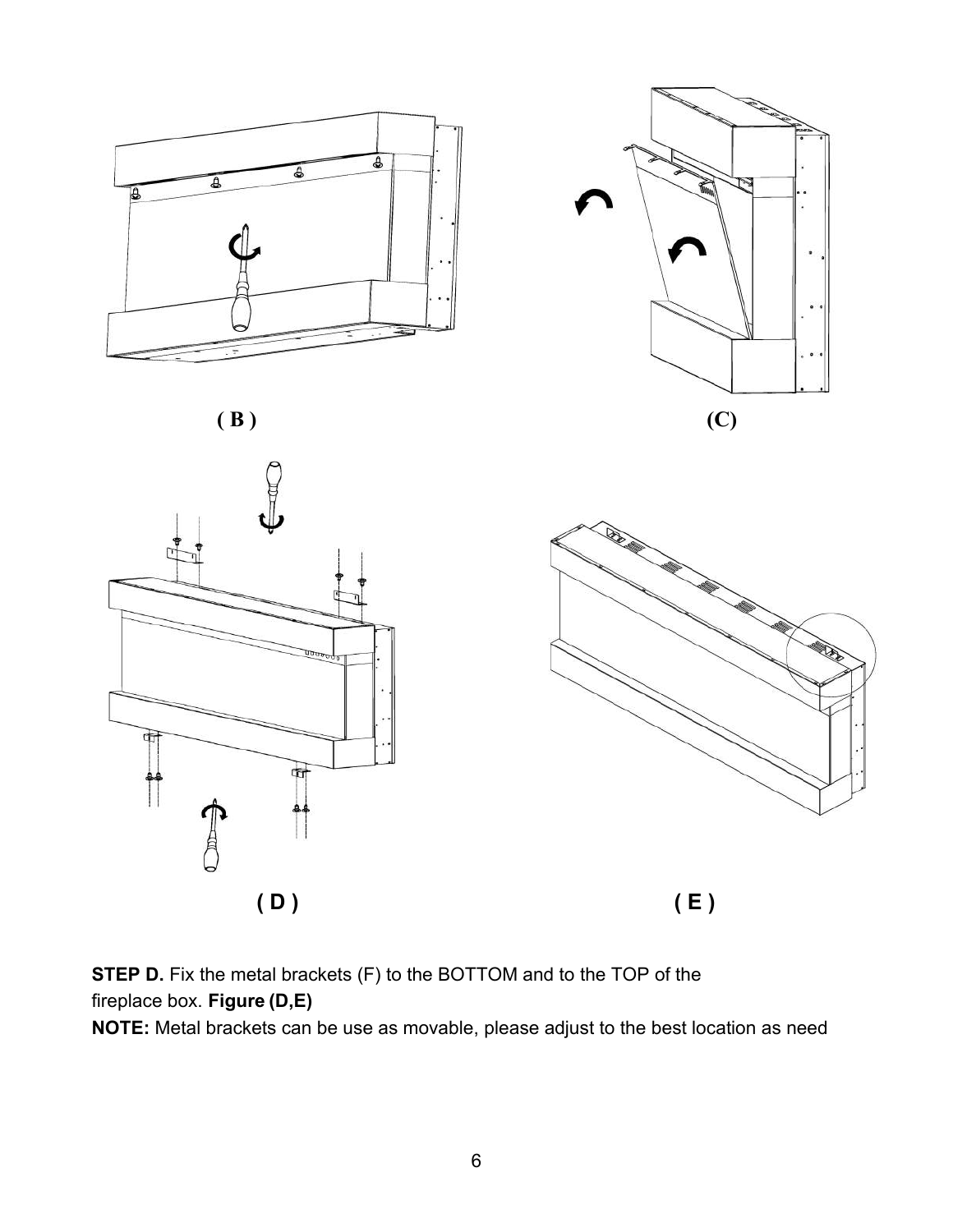( B )

(C)

( D )

( E )

**STEP D.** Fix the metal brackets (F) to the BOTTOM and to the TOP of the fireplace box. **Figure (D,E)**

**NOTE:** Metal brackets can be use as movable, please adjust to the best location as need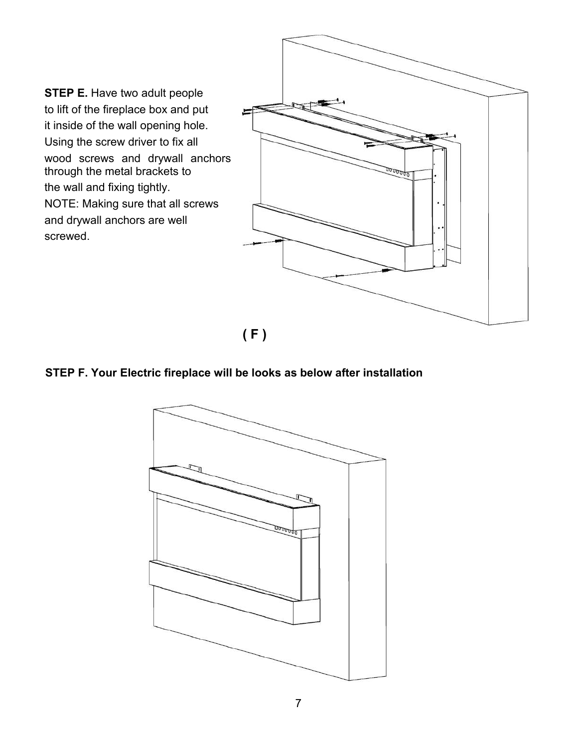**STEP E.** Have two adult people to lift of the fireplace box and put it inside of the wall opening hole. Using the screw driver to fix all wood screws and drywall anchors through the metal brackets to the wall and fixing tightly.
NOTE: Making sure that all screws and drywall anchors are well screwed.

( F )

**STEP F. Your Electric fireplace will be looks as below after installation**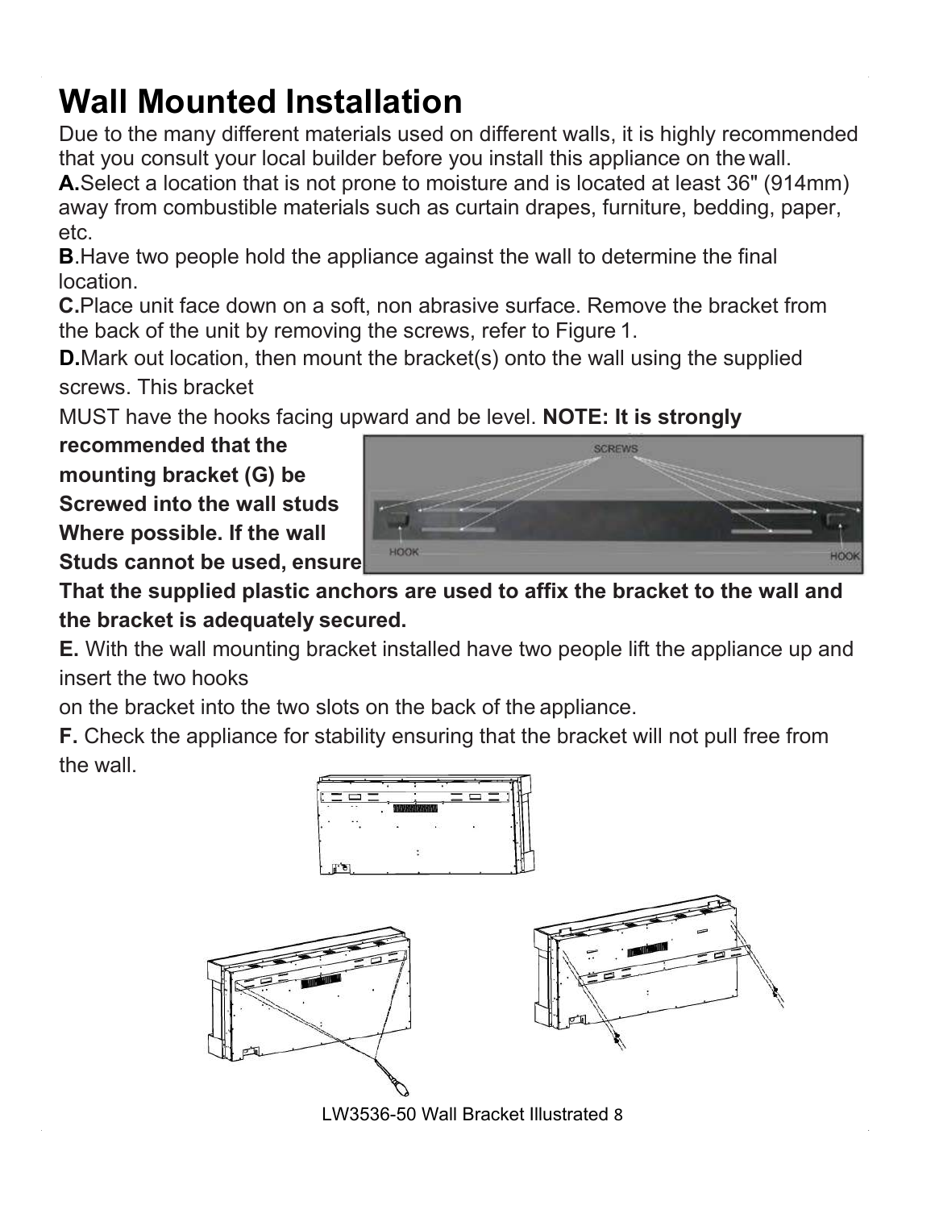# Wall Mounted Installation

Due to the many different materials used on different walls, it is highly recommended that you consult your local builder before you install this appliance on the wall.

**A.**Select a location that is not prone to moisture and is located at least 36" (914mm) away from combustible materials such as curtain drapes, furniture, bedding, paper, etc.

**B**.Have two people hold the appliance against the wall to determine the final location.

**C.**Place unit face down on a soft, non abrasive surface. Remove the bracket from the back of the unit by removing the screws, refer to Figure 1.

**D.**Mark out location, then mount the bracket(s) onto the wall using the supplied screws. This bracket MUST have the hooks facing upward and be level. **NOTE: It is strongly recommended that the mounting bracket (G) be Screwed into the wall studs Where possible. If the wall Studs cannot be used, ensure That the supplied plastic anchors are used to affix the bracket to the wall and the bracket is adequately secured.**

**E.** With the wall mounting bracket installed have two people lift the appliance up and insert the two hooks on the bracket into the two slots on the back of the appliance.

**F.** Check the appliance for stability ensuring that the bracket will not pull free from the wall.

LW3536-50 Wall Bracket Illustrated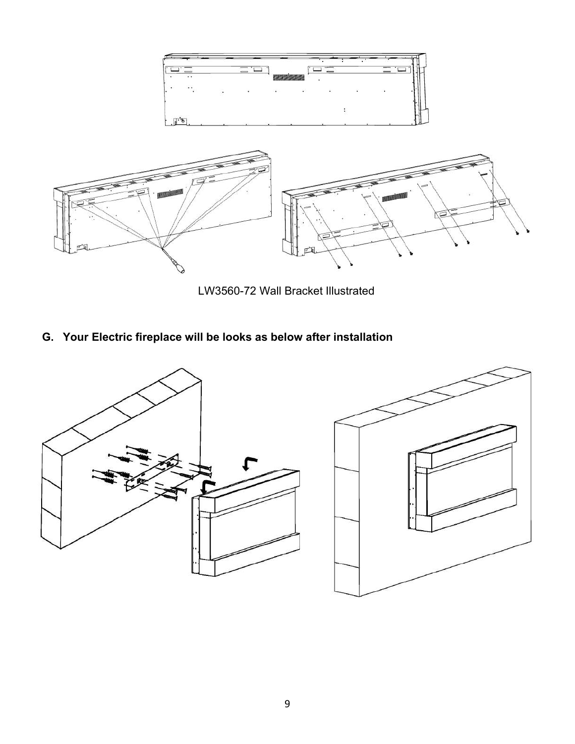LW3560-72 Wall Bracket Illustrated

**G. Your Electric fireplace will be looks as below after installation**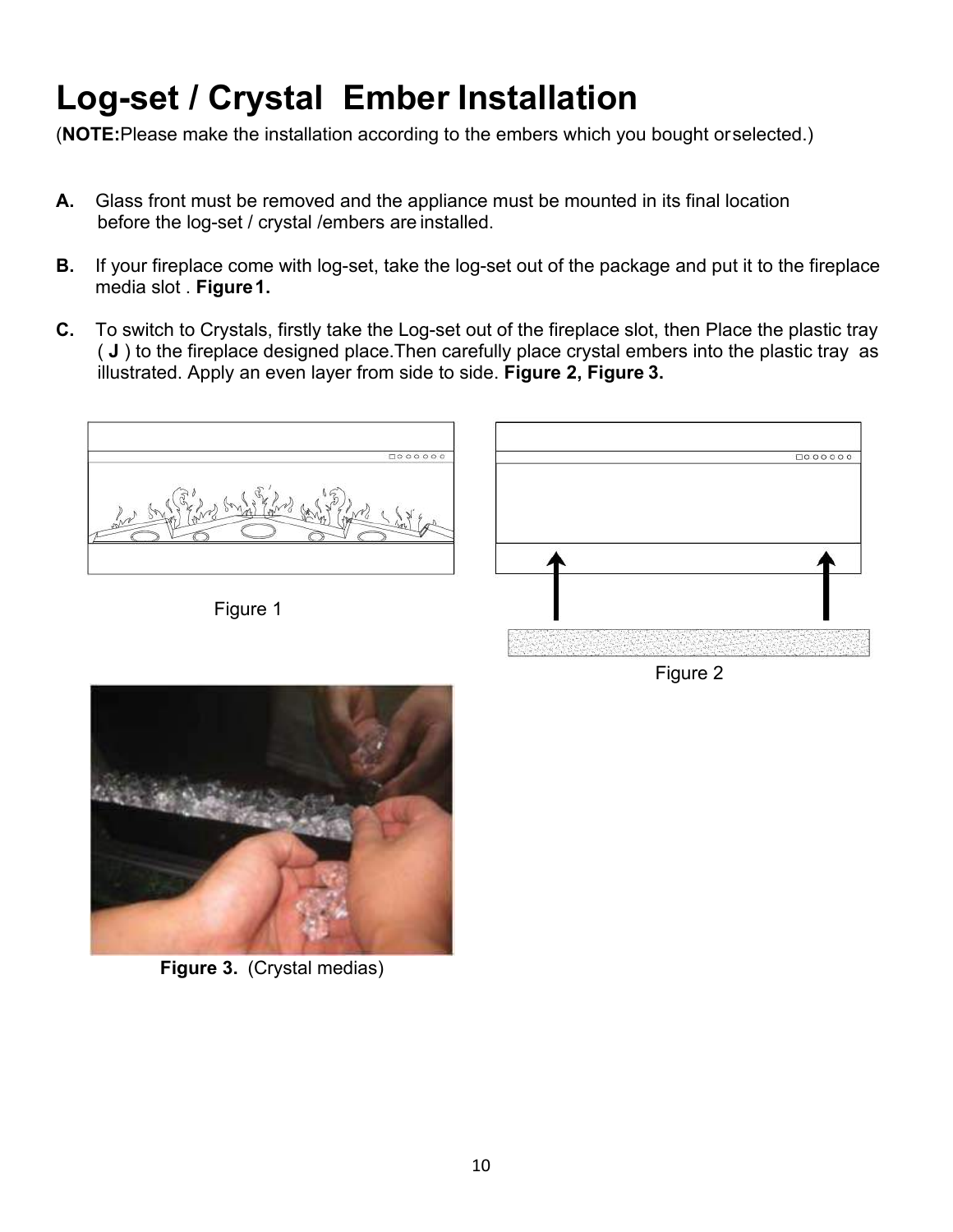# Log-set / Crystal  Ember Installation

(**NOTE:**Please make the installation according to the embers which you bought or selected.)

**A.** Glass front must be removed and the appliance must be mounted in its final location before the log-set / crystal /embers are installed.

**B.** If your fireplace come with log-set, take the log-set out of the package and put it to the fireplace media slot . **Figure 1.**

**C.** To switch to Crystals, firstly take the Log-set out of the fireplace slot, then Place the plastic tray ( **J** ) to the fireplace designed place.Then carefully place crystal embers into the plastic tray  as illustrated. Apply an even layer from side to side. **Figure 2, Figure 3.**

Figure 1

Figure 2

**Figure 3.** (Crystal medias)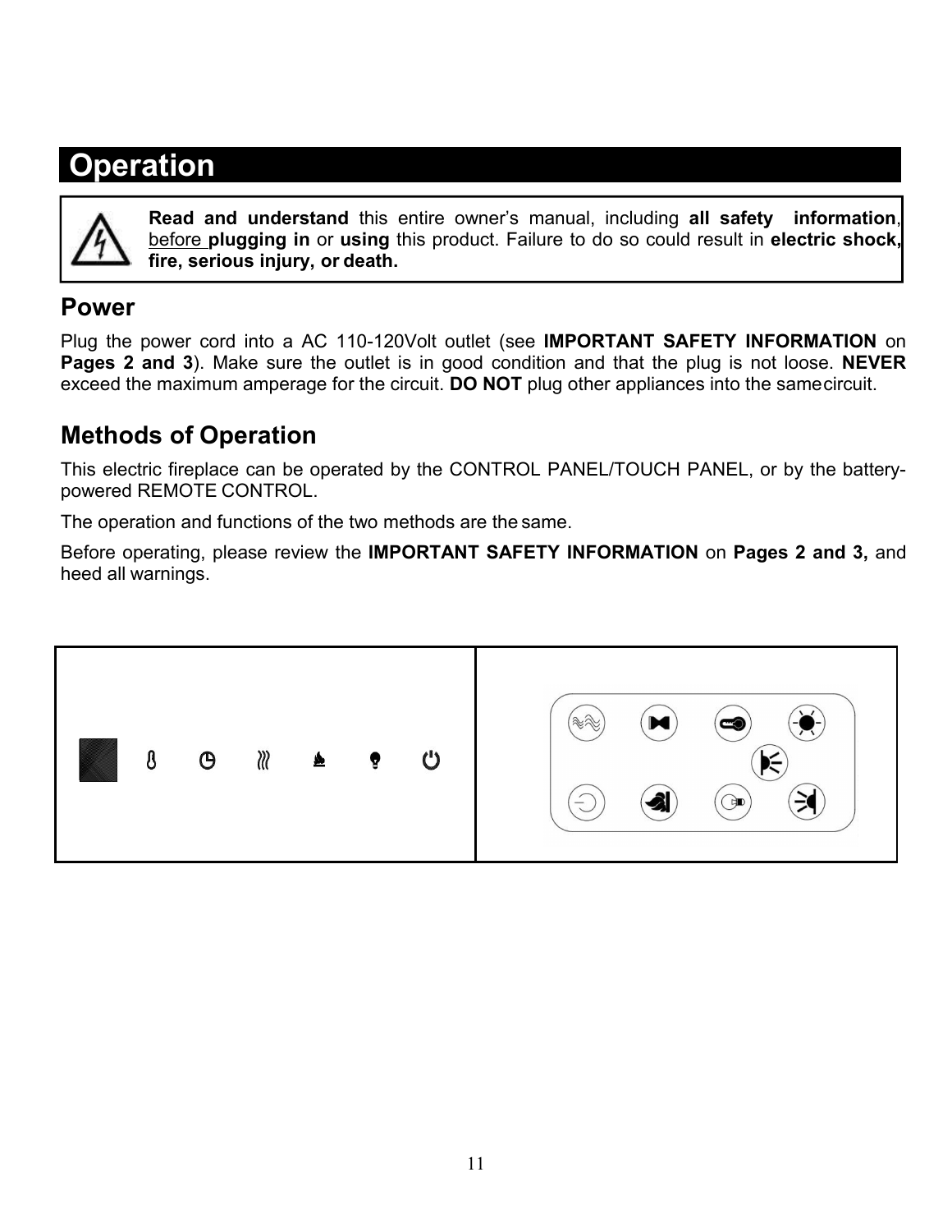# Operation

**Read and understand** this entire owner's manual, including **all safety information**, before **plugging in** or **using** this product. Failure to do so could result in **electric shock, fire, serious injury, or death.**

## Power

Plug the power cord into a AC 110-120Volt outlet (see **IMPORTANT SAFETY INFORMATION** on **Pages 2 and 3**). Make sure the outlet is in good condition and that the plug is not loose. **NEVER** exceed the maximum amperage for the circuit. **DO NOT** plug other appliances into the same circuit.

## Methods of Operation

This electric fireplace can be operated by the CONTROL PANEL/TOUCH PANEL, or by the battery-powered REMOTE CONTROL.

The operation and functions of the two methods are the same.

Before operating, please review the **IMPORTANT SAFETY INFORMATION** on **Pages 2 and 3,** and heed all warnings.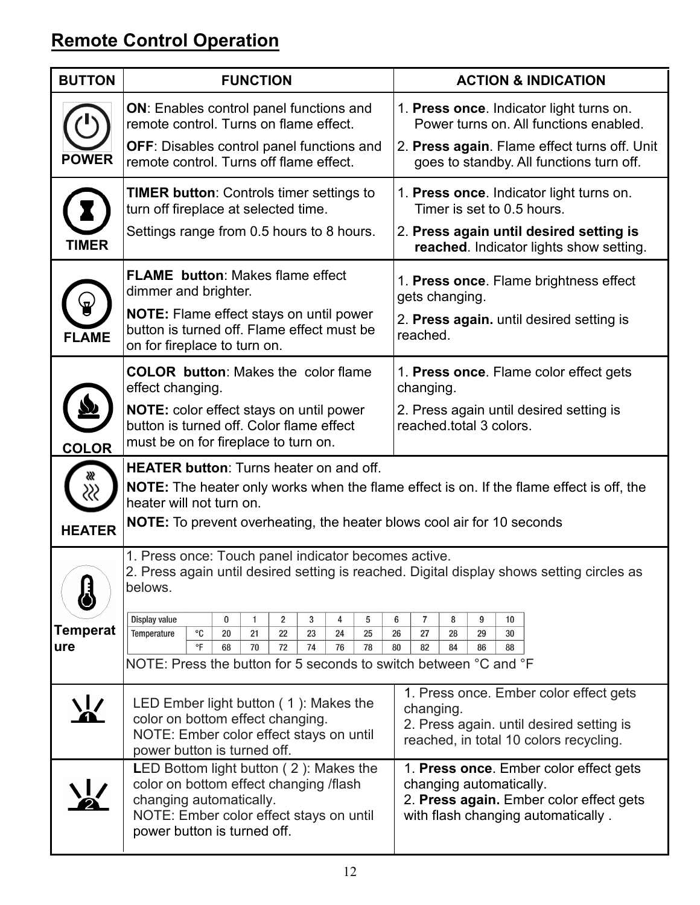## Remote Control Operation

| BUTTON | FUNCTION | ACTION & INDICATION |
|---|---|---|
| POWER | **ON**: Enables control panel functions and remote control. Turns on flame effect.<br>**OFF**: Disables control panel functions and remote control. Turns off flame effect. | 1. **Press once**. Indicator light turns on. Power turns on. All functions enabled.<br>2. **Press again**. Flame effect turns off. Unit goes to standby. All functions turn off. |
| TIMER | **TIMER button**: Controls timer settings to turn off fireplace at selected time.<br>Settings range from 0.5 hours to 8 hours. | 1. **Press once**. Indicator light turns on. Timer is set to 0.5 hours.<br>2. **Press again until desired setting is reached**. Indicator lights show setting. |
| FLAME | **FLAME button**: Makes flame effect dimmer and brighter.<br>**NOTE:** Flame effect stays on until power button is turned off. Flame effect must be on for fireplace to turn on. | 1. **Press once**. Flame brightness effect gets changing.<br>2. **Press again.** until desired setting is reached. |
| COLOR | **COLOR button**: Makes the color flame effect changing.<br>**NOTE:** color effect stays on until power button is turned off. Color flame effect must be on for fireplace to turn on. | 1. **Press once**. Flame color effect gets changing.<br>2. Press again until desired setting is reached.total 3 colors. |
| HEATER | **HEATER button**: Turns heater on and off.<br>**NOTE:** The heater only works when the flame effect is on. If the flame effect is off, the heater will not turn on.<br>**NOTE:** To prevent overheating, the heater blows cool air for 10 seconds | |
| Temperature | 1. Press once: Touch panel indicator becomes active.<br>2. Press again until desired setting is reached. Digital display shows setting circles as belows.<br>(see table below)<br>NOTE: Press the button for 5 seconds to switch between °C and °F | |
| LED Ember light button (1) | LED Ember light button ( 1 ): Makes the color on bottom effect changing.<br>NOTE: Ember color effect stays on until power button is turned off. | 1. Press once. Ember color effect gets changing.<br>2. Press again. until desired setting is reached, in total 10 colors recycling. |
| LED Bottom light button (2) | **L**ED Bottom light button ( 2 ): Makes the color on bottom effect changing /flash changing automatically.<br>NOTE: Ember color effect stays on until power button is turned off. | 1. **Press once**. Ember color effect gets changing automatically.<br>2. **Press again.** Ember color effect gets with flash changing automatically . |

| Display value | | 0 | 1 | 2 | 3 | 4 | 5 | 6 | 7 | 8 | 9 | 10 |
|---|---|---|---|---|---|---|---|---|---|---|---|---|
| Temperature | °C | 20 | 21 | 22 | 23 | 24 | 25 | 26 | 27 | 28 | 29 | 30 |
| | °F | 68 | 70 | 72 | 74 | 76 | 78 | 80 | 82 | 84 | 86 | 88 |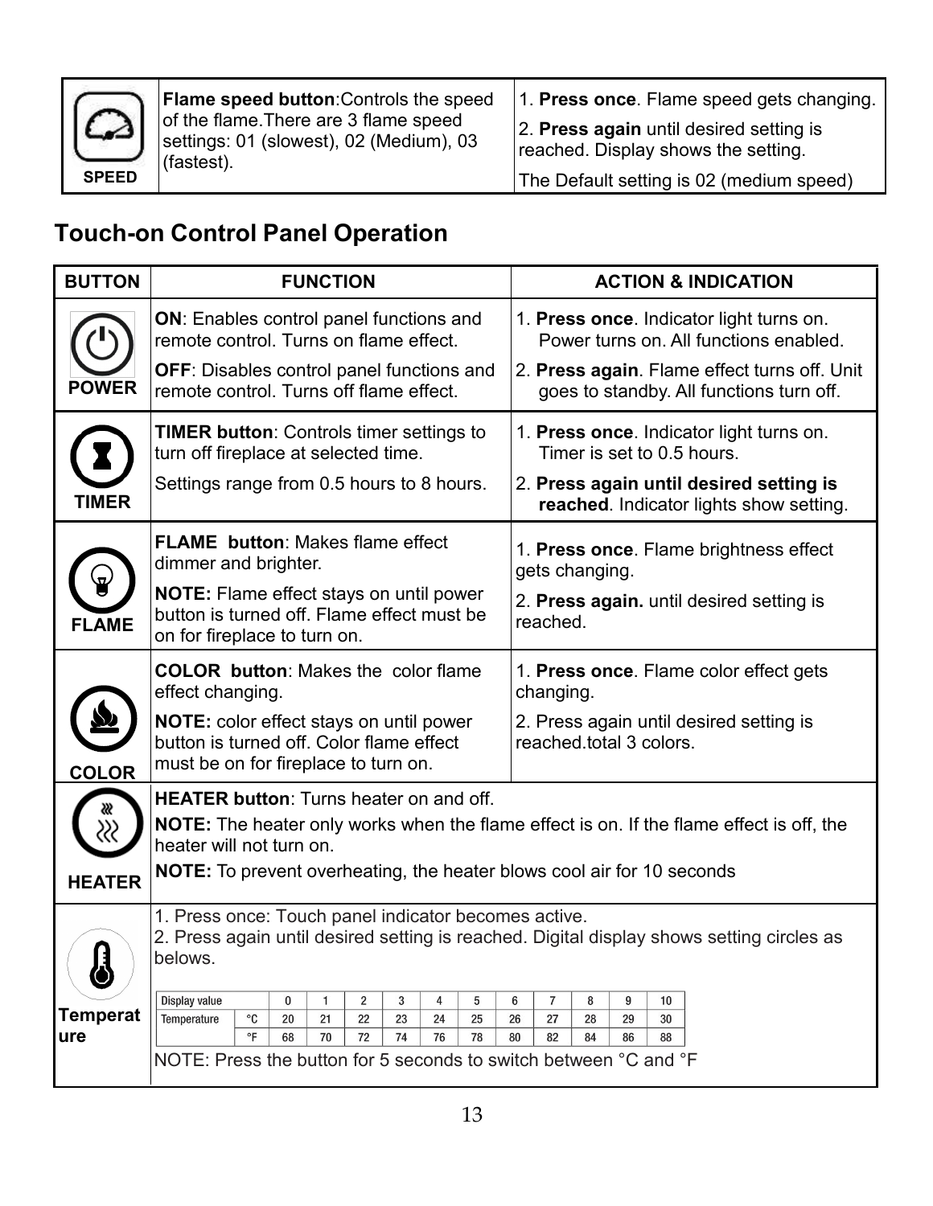| SPEED | **Flame speed button**:Controls the speed of the flame.There are 3 flame speed settings: 01 (slowest), 02 (Medium), 03 (fastest). | 1. **Press once**. Flame speed gets changing.<br>2. **Press again** until desired setting is reached. Display shows the setting.<br>The Default setting is 02 (medium speed) |
|---|---|---|

## Touch-on Control Panel Operation

| BUTTON | FUNCTION | ACTION & INDICATION |
|---|---|---|
| POWER | **ON**: Enables control panel functions and remote control. Turns on flame effect.<br>**OFF**: Disables control panel functions and remote control. Turns off flame effect. | 1. **Press once**. Indicator light turns on. Power turns on. All functions enabled.<br>2. **Press again**. Flame effect turns off. Unit goes to standby. All functions turn off. |
| TIMER | **TIMER button**: Controls timer settings to turn off fireplace at selected time.<br>Settings range from 0.5 hours to 8 hours. | 1. **Press once**. Indicator light turns on. Timer is set to 0.5 hours.<br>2. **Press again until desired setting is reached**. Indicator lights show setting. |
| FLAME | **FLAME button**: Makes flame effect dimmer and brighter.<br>**NOTE:** Flame effect stays on until power button is turned off. Flame effect must be on for fireplace to turn on. | 1. **Press once**. Flame brightness effect gets changing.<br>2. **Press again.** until desired setting is reached. |
| COLOR | **COLOR button**: Makes the color flame effect changing.<br>**NOTE:** color effect stays on until power button is turned off. Color flame effect must be on for fireplace to turn on. | 1. **Press once**. Flame color effect gets changing.<br>2. Press again until desired setting is reached.total 3 colors. |
| HEATER | **HEATER button**: Turns heater on and off.<br>**NOTE:** The heater only works when the flame effect is on. If the flame effect is off, the heater will not turn on.<br>**NOTE:** To prevent overheating, the heater blows cool air for 10 seconds | |
| Temperature | 1. Press once: Touch panel indicator becomes active.<br>2. Press again until desired setting is reached. Digital display shows setting circles as belows. | |

| Display value | | 0 | 1 | 2 | 3 | 4 | 5 | 6 | 7 | 8 | 9 | 10 |
|---|---|---|---|---|---|---|---|---|---|---|---|---|
| Temperature | °C | 20 | 21 | 22 | 23 | 24 | 25 | 26 | 27 | 28 | 29 | 30 |
| | °F | 68 | 70 | 72 | 74 | 76 | 78 | 80 | 82 | 84 | 86 | 88 |

NOTE: Press the button for 5 seconds to switch between °C and °F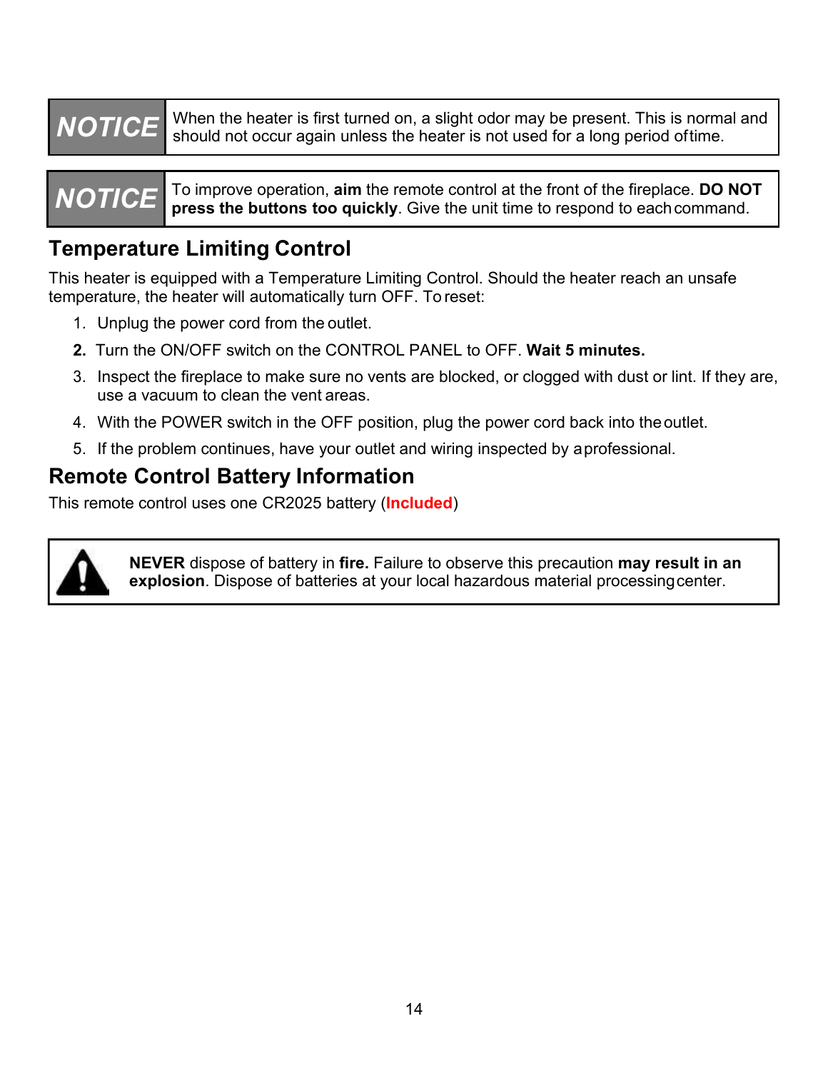| NOTICE | When the heater is first turned on, a slight odor may be present. This is normal and should not occur again unless the heater is not used for a long period of time. |
|---|---|

| NOTICE | To improve operation, **aim** the remote control at the front of the fireplace. **DO NOT press the buttons too quickly**. Give the unit time to respond to each command. |
|---|---|

## Temperature Limiting Control

This heater is equipped with a Temperature Limiting Control. Should the heater reach an unsafe temperature, the heater will automatically turn OFF. To reset:

1. Unplug the power cord from the outlet.
2. Turn the ON/OFF switch on the CONTROL PANEL to OFF. **Wait 5 minutes.**
3. Inspect the fireplace to make sure no vents are blocked, or clogged with dust or lint. If they are, use a vacuum to clean the vent areas.
4. With the POWER switch in the OFF position, plug the power cord back into the outlet.
5. If the problem continues, have your outlet and wiring inspected by a professional.

## Remote Control Battery Information

This remote control uses one CR2025 battery (**Included**)

**NEVER** dispose of battery in **fire.** Failure to observe this precaution **may result in an explosion**. Dispose of batteries at your local hazardous material processing center.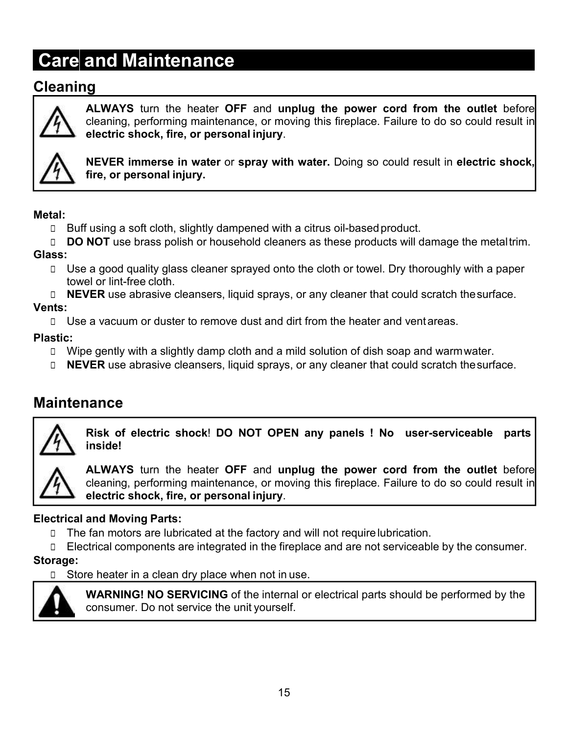# Care and Maintenance

## Cleaning

**ALWAYS** turn the heater **OFF** and **unplug the power cord from the outlet** before cleaning, performing maintenance, or moving this fireplace. Failure to do so could result in **electric shock, fire, or personal injury**.

**NEVER immerse in water** or **spray with water.** Doing so could result in **electric shock, fire, or personal injury.**

**Metal:**

- Buff using a soft cloth, slightly dampened with a citrus oil-based product.
- **DO NOT** use brass polish or household cleaners as these products will damage the metal trim.

**Glass:**

- Use a good quality glass cleaner sprayed onto the cloth or towel. Dry thoroughly with a paper towel or lint-free cloth.
- **NEVER** use abrasive cleansers, liquid sprays, or any cleaner that could scratch the surface.

**Vents:**

- Use a vacuum or duster to remove dust and dirt from the heater and vent areas.

**Plastic:**

- Wipe gently with a slightly damp cloth and a mild solution of dish soap and warm water.
- **NEVER** use abrasive cleansers, liquid sprays, or any cleaner that could scratch the surface.

## Maintenance

**Risk of electric shock**! **DO NOT OPEN any panels ! No user-serviceable parts inside!**

**ALWAYS** turn the heater **OFF** and **unplug the power cord from the outlet** before cleaning, performing maintenance, or moving this fireplace. Failure to do so could result in **electric shock, fire, or personal injury**.

**Electrical and Moving Parts:**

- The fan motors are lubricated at the factory and will not require lubrication.
- Electrical components are integrated in the fireplace and are not serviceable by the consumer.

**Storage:**

- Store heater in a clean dry place when not in use.

**WARNING! NO SERVICING** of the internal or electrical parts should be performed by the consumer. Do not service the unit yourself.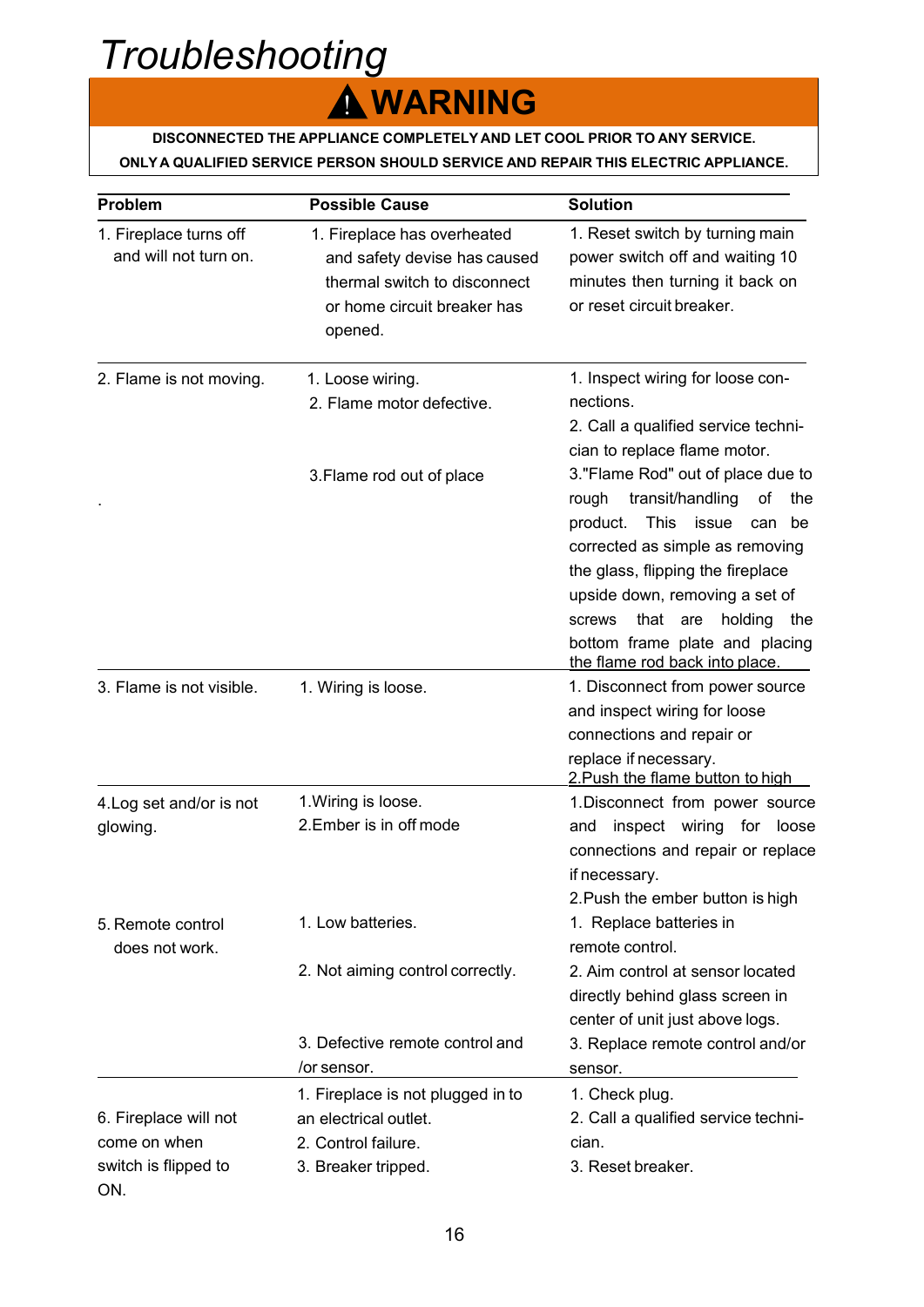# *Troubleshooting*

**⚠ WARNING**

**DISCONNECTED THE APPLIANCE COMPLETELY AND LET COOL PRIOR TO ANY SERVICE.**

**ONLY A QUALIFIED SERVICE PERSON SHOULD SERVICE AND REPAIR THIS ELECTRIC APPLIANCE.**

| Problem | Possible Cause | Solution |
|---|---|---|
| 1. Fireplace turns off and will not turn on. | 1. Fireplace has overheated and safety devise has caused thermal switch to disconnect or home circuit breaker has opened. | 1. Reset switch by turning main power switch off and waiting 10 minutes then turning it back on or reset circuit breaker. |
| 2. Flame is not moving. | 1. Loose wiring.<br>2. Flame motor defective.<br>3.Flame rod out of place | 1. Inspect wiring for loose connections.<br>2. Call a qualified service technician to replace flame motor.<br>3."Flame Rod" out of place due to rough transit/handling of the product. This issue can be corrected as simple as removing the glass, flipping the fireplace upside down, removing a set of screws that are holding the bottom frame plate and placing the flame rod back into place. |
| 3. Flame is not visible. | 1. Wiring is loose. | 1. Disconnect from power source and inspect wiring for loose connections and repair or replace if necessary.<br>2.Push the flame button to high |
| 4.Log set and/or is not glowing. | 1.Wiring is loose.<br>2.Ember is in off mode | 1.Disconnect from power source and inspect wiring for loose connections and repair or replace if necessary.<br>2.Push the ember button is high |
| 5. Remote control does not work. | 1. Low batteries.<br>2. Not aiming control correctly.<br>3. Defective remote control and /or sensor. | 1. Replace batteries in remote control.<br>2. Aim control at sensor located directly behind glass screen in center of unit just above logs.<br>3. Replace remote control and/or sensor. |
| 6. Fireplace will not come on when switch is flipped to ON. | 1. Fireplace is not plugged in to an electrical outlet.<br>2. Control failure.<br>3. Breaker tripped. | 1. Check plug.<br>2. Call a qualified service technician.<br>3. Reset breaker. |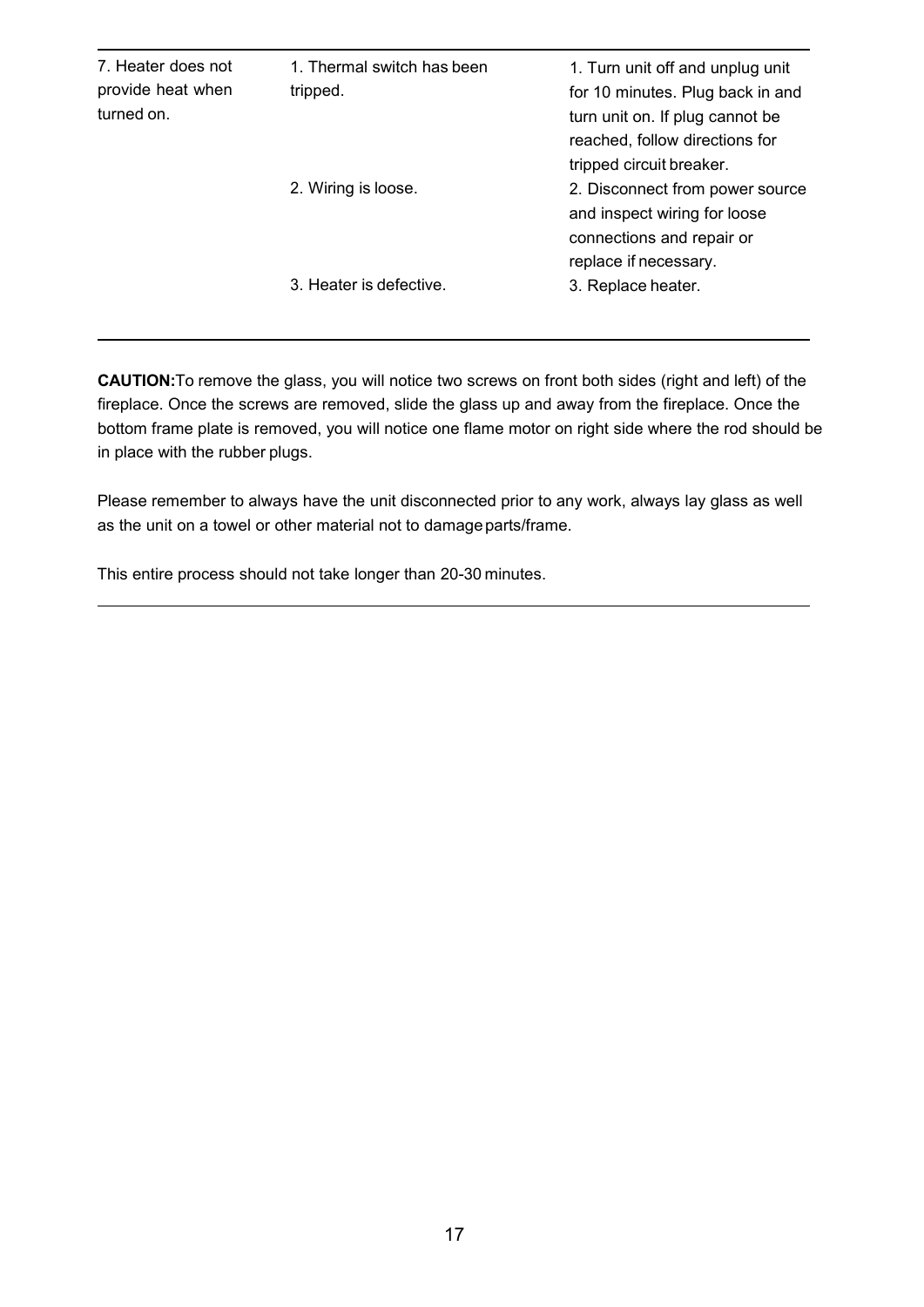| | | |
|---|---|---|
| 7. Heater does not provide heat when turned on. | 1. Thermal switch has been tripped. | 1. Turn unit off and unplug unit for 10 minutes. Plug back in and turn unit on. If plug cannot be reached, follow directions for tripped circuit breaker. |
| | 2. Wiring is loose. | 2. Disconnect from power source and inspect wiring for loose connections and repair or replace if necessary. |
| | 3. Heater is defective. | 3. Replace heater. |

**CAUTION:**To remove the glass, you will notice two screws on front both sides (right and left) of the fireplace. Once the screws are removed, slide the glass up and away from the fireplace. Once the bottom frame plate is removed, you will notice one flame motor on right side where the rod should be in place with the rubber plugs.

Please remember to always have the unit disconnected prior to any work, always lay glass as well as the unit on a towel or other material not to damage parts/frame.

This entire process should not take longer than 20-30 minutes.